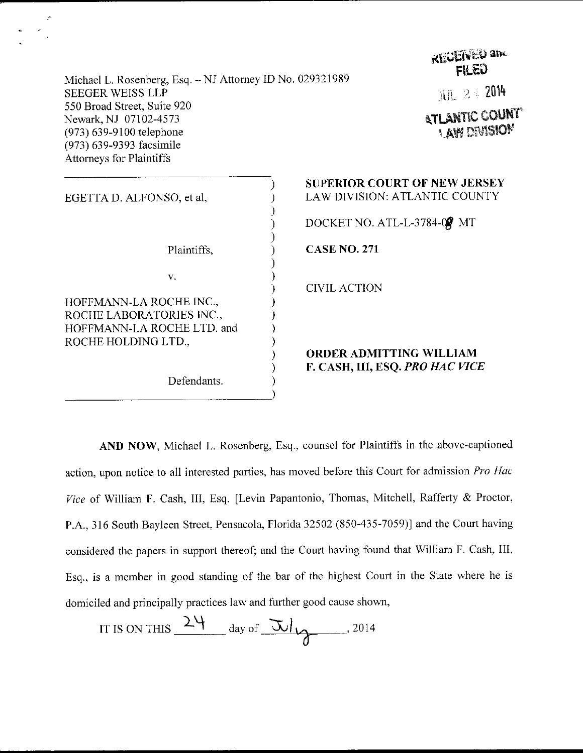Michael L. Rosenberg, Esq. – NJ Attorney ID No. 029321989
SEEGER WEISS LLP
550 Broad Street, Suite 920
Newark, NJ 07102-4573
(973) 639-9100 telephone
(973) 639-9393 facsimile
Attorneys for Plaintiffs

RECEIVED and FILED
JUL 24 2014
ATLANTIC COUNTY LAW DIVISION

| | |
|---|---|
| EGETTA D. ALFONSO, et al, | **SUPERIOR COURT OF NEW JERSEY** LAW DIVISION: ATLANTIC COUNTY |
| | DOCKET NO. ATL-L-3784-09 MT |
| Plaintiffs, | **CASE NO. 271** |
| v. | CIVIL ACTION |
| HOFFMANN-LA ROCHE INC., ROCHE LABORATORIES INC., HOFFMANN-LA ROCHE LTD. and ROCHE HOLDING LTD., | |
| Defendants. | **ORDER ADMITTING WILLIAM F. CASH, III, ESQ. *PRO HAC VICE*** |

**AND NOW**, Michael L. Rosenberg, Esq., counsel for Plaintiffs in the above-captioned action, upon notice to all interested parties, has moved before this Court for admission *Pro Hac Vice* of William F. Cash, III, Esq. [Levin Papantonio, Thomas, Mitchell, Rafferty & Proctor, P.A., 316 South Bayleen Street, Pensacola, Florida 32502 (850-435-7059)] and the Court having considered the papers in support thereof; and the Court having found that William F. Cash, III, Esq., is a member in good standing of the bar of the highest Court in the State where he is domiciled and principally practices law and further good cause shown,

IT IS ON THIS 24 day of July, 2014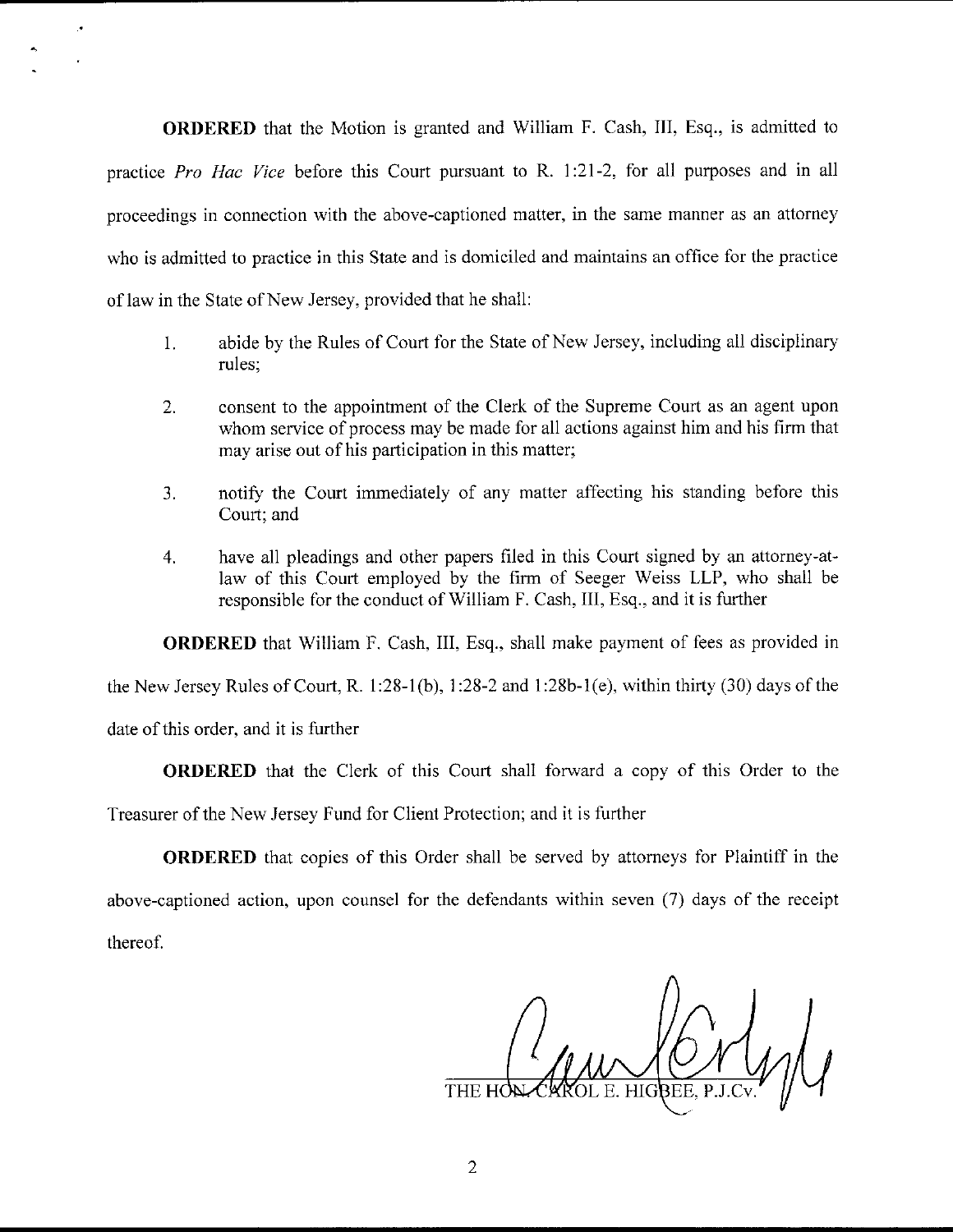**ORDERED** that the Motion is granted and William F. Cash, III, Esq., is admitted to practice *Pro Hac Vice* before this Court pursuant to R. 1:21-2, for all purposes and in all proceedings in connection with the above-captioned matter, in the same manner as an attorney who is admitted to practice in this State and is domiciled and maintains an office for the practice of law in the State of New Jersey, provided that he shall:

1. abide by the Rules of Court for the State of New Jersey, including all disciplinary rules;

2. consent to the appointment of the Clerk of the Supreme Court as an agent upon whom service of process may be made for all actions against him and his firm that may arise out of his participation in this matter;

3. notify the Court immediately of any matter affecting his standing before this Court; and

4. have all pleadings and other papers filed in this Court signed by an attorney-at-law of this Court employed by the firm of Seeger Weiss LLP, who shall be responsible for the conduct of William F. Cash, III, Esq., and it is further

**ORDERED** that William F. Cash, III, Esq., shall make payment of fees as provided in the New Jersey Rules of Court, R. 1:28-1(b), 1:28-2 and 1:28b-1(e), within thirty (30) days of the date of this order, and it is further

**ORDERED** that the Clerk of this Court shall forward a copy of this Order to the Treasurer of the New Jersey Fund for Client Protection; and it is further

**ORDERED** that copies of this Order shall be served by attorneys for Plaintiff in the above-captioned action, upon counsel for the defendants within seven (7) days of the receipt thereof.

THE HON. CAROL E. HIGBEE, P.J.Cv.